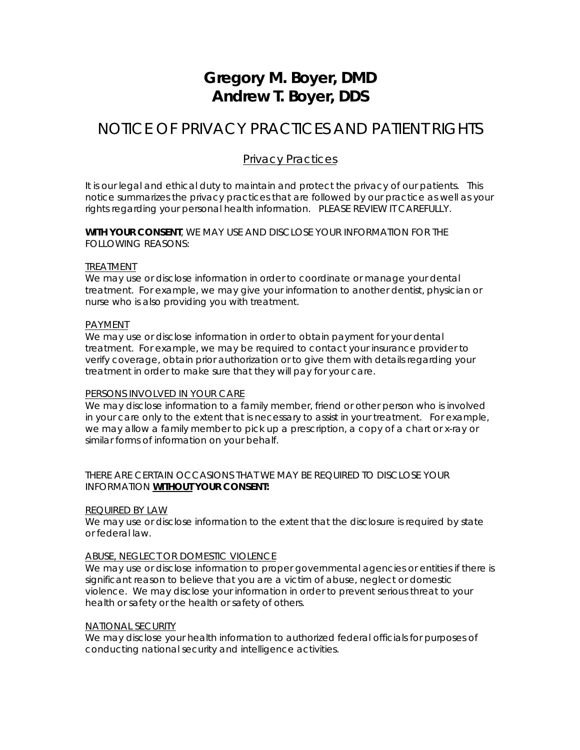# Gregory M. Boyer, DMD
# Andrew T. Boyer, DDS

## NOTICE OF PRIVACY PRACTICES AND PATIENT RIGHTS

### Privacy Practices

It is our legal and ethical duty to maintain and protect the privacy of our patients. This notice summarizes the privacy practices that are followed by our practice as well as your rights regarding your personal health information. PLEASE REVIEW IT CAREFULLY.

**WITH YOUR CONSENT**, WE MAY USE AND DISCLOSE YOUR INFORMATION FOR THE FOLLOWING REASONS:

TREATMENT
We may use or disclose information in order to coordinate or manage your dental treatment. For example, we may give your information to another dentist, physician or nurse who is also providing you with treatment.

PAYMENT
We may use or disclose information in order to obtain payment for your dental treatment. For example, we may be required to contact your insurance provider to verify coverage, obtain prior authorization or to give them with details regarding your treatment in order to make sure that they will pay for your care.

PERSONS INVOLVED IN YOUR CARE
We may disclose information to a family member, friend or other person who is involved in your care only to the extent that is necessary to assist in your treatment. For example, we may allow a family member to pick up a prescription, a copy of a chart or x-ray or similar forms of information on your behalf.

THERE ARE CERTAIN OCCASIONS THAT WE MAY BE REQUIRED TO DISCLOSE YOUR INFORMATION **WITHOUT YOUR CONSENT:**

REQUIRED BY LAW
We may use or disclose information to the extent that the disclosure is required by state or federal law.

ABUSE, NEGLECT OR DOMESTIC VIOLENCE
We may use or disclose information to proper governmental agencies or entities if there is significant reason to believe that you are a victim of abuse, neglect or domestic violence. We may disclose your information in order to prevent serious threat to your health or safety or the health or safety of others.

NATIONAL SECURITY
We may disclose your health information to authorized federal officials for purposes of conducting national security and intelligence activities.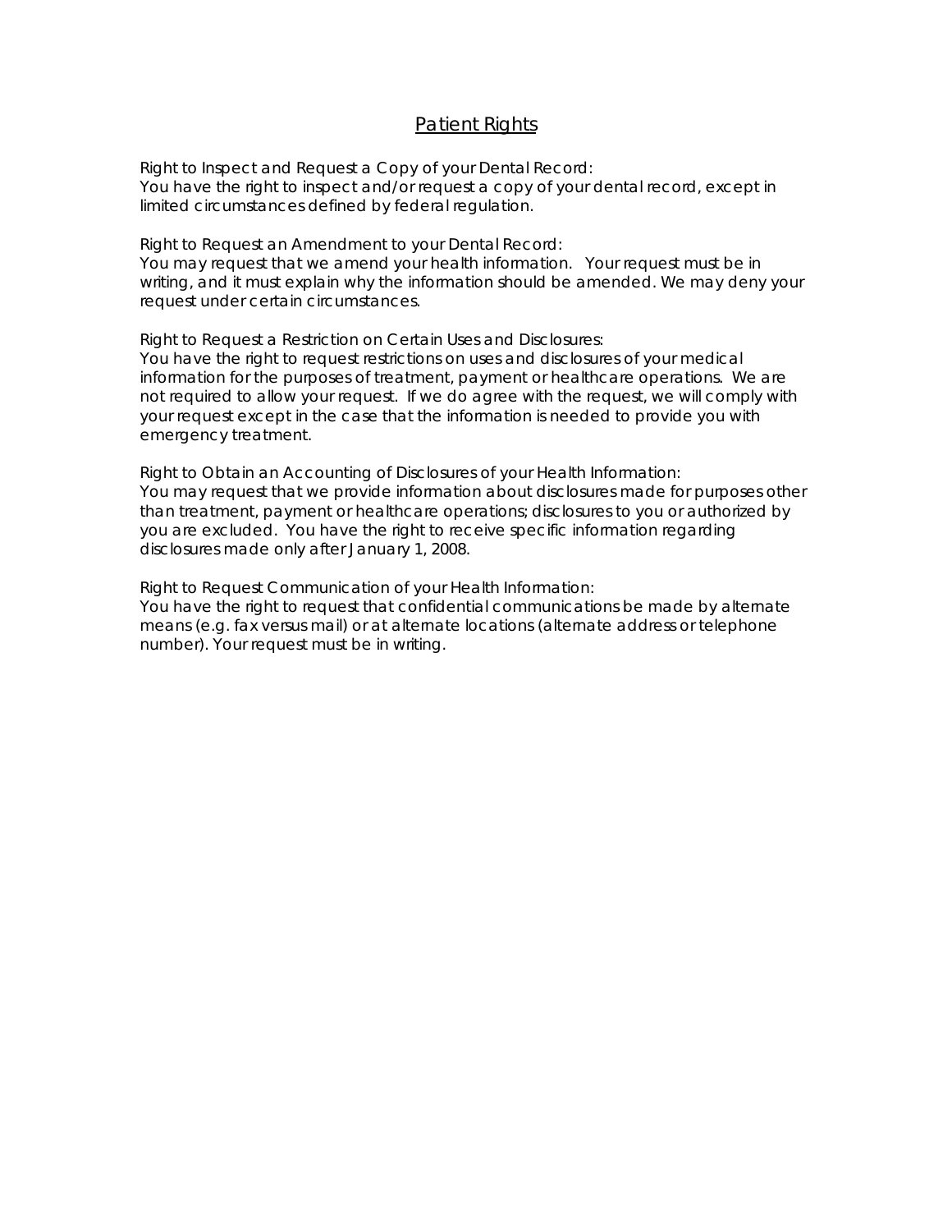# Patient Rights

Right to Inspect and Request a Copy of your Dental Record:
You have the right to inspect and/or request a copy of your dental record, except in limited circumstances defined by federal regulation.

Right to Request an Amendment to your Dental Record:
You may request that we amend your health information. Your request must be in writing, and it must explain why the information should be amended. We may deny your request under certain circumstances.

Right to Request a Restriction on Certain Uses and Disclosures:
You have the right to request restrictions on uses and disclosures of your medical information for the purposes of treatment, payment or healthcare operations. We are not required to allow your request. If we do agree with the request, we will comply with your request except in the case that the information is needed to provide you with emergency treatment.

Right to Obtain an Accounting of Disclosures of your Health Information:
You may request that we provide information about disclosures made for purposes other than treatment, payment or healthcare operations; disclosures to you or authorized by you are excluded. You have the right to receive specific information regarding disclosures made only after January 1, 2008.

Right to Request Communication of your Health Information:
You have the right to request that confidential communications be made by alternate means (e.g. fax versus mail) or at alternate locations (alternate address or telephone number). Your request must be in writing.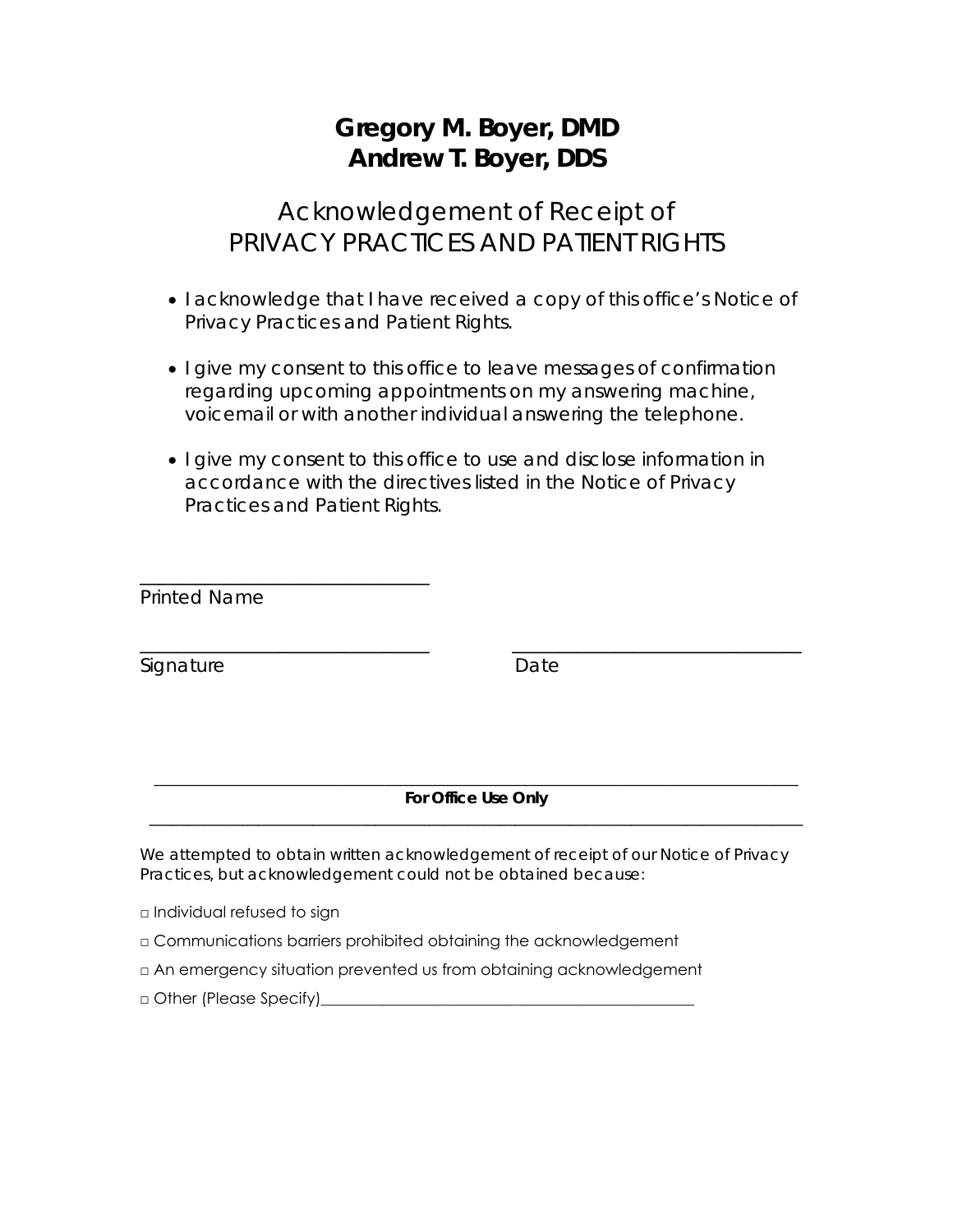**Gregory M. Boyer, DMD**
**Andrew T. Boyer, DDS**

# Acknowledgement of Receipt of PRIVACY PRACTICES AND PATIENT RIGHTS

- I acknowledge that I have received a copy of this office's Notice of Privacy Practices and Patient Rights.
- I give my consent to this office to leave messages of confirmation regarding upcoming appointments on my answering machine, voicemail or with another individual answering the telephone.
- I give my consent to this office to use and disclose information in accordance with the directives listed in the Notice of Privacy Practices and Patient Rights.

_______________________________
Printed Name

_______________________________ _______________________________
Signature Date

---

**For Office Use Only**

---

We attempted to obtain written acknowledgement of receipt of our Notice of Privacy Practices, but acknowledgement could not be obtained because:

□ Individual refused to sign

□ Communications barriers prohibited obtaining the acknowledgement

□ An emergency situation prevented us from obtaining acknowledgement

□ Other (Please Specify)_______________________________________________